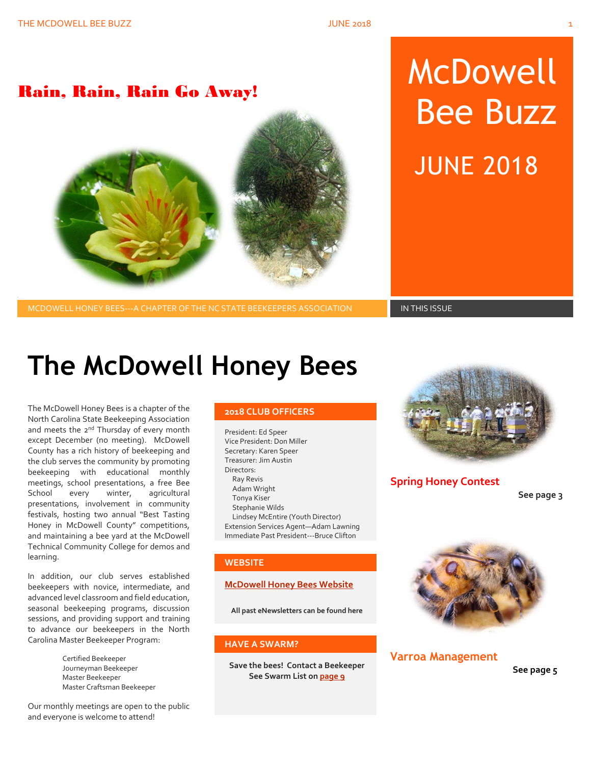# McDowell Bee Buzz

## JUNE 2018

## Rain, Rain, Rain Go Away!

MCDOWELL HONEY BEES---A CHAPTER OF THE NC STATE BEEKEEPERS ASSOCIATION

IN THIS ISSUE

# The McDowell Honey Bees

The McDowell Honey Bees is a chapter of the North Carolina State Beekeeping Association and meets the 2nd Thursday of every month except December (no meeting). McDowell County has a rich history of beekeeping and the club serves the community by promoting beekeeping with educational monthly meetings, school presentations, a free Bee School every winter, agricultural presentations, involvement in community festivals, hosting two annual "Best Tasting Honey in McDowell County" competitions, and maintaining a bee yard at the McDowell Technical Community College for demos and learning.

In addition, our club serves established beekeepers with novice, intermediate, and advanced level classroom and field education, seasonal beekeeping programs, discussion sessions, and providing support and training to advance our beekeepers in the North Carolina Master Beekeeper Program:

- Certified Beekeeper
- Journeyman Beekeeper
- Master Beekeeper
- Master Craftsman Beekeeper

Our monthly meetings are open to the public and everyone is welcome to attend!

### 2018 CLUB OFFICERS

President: Ed Speer
Vice President: Don Miller
Secretary: Karen Speer
Treasurer: Jim Austin
Directors:
- Ray Revis
- Adam Wright
- Tonya Kiser
- Stephanie Wilds
- Lindsey McEntire (Youth Director)

Extension Services Agent—Adam Lawning
Immediate Past President---Bruce Clifton

### WEBSITE

McDowell Honey Bees Website

**All past eNewsletters can be found here**

### HAVE A SWARM?

**Save the bees! Contact a Beekeeper**
**See Swarm List on page 9**

### Spring Honey Contest

**See page 3**

### Varroa Management

**See page 5**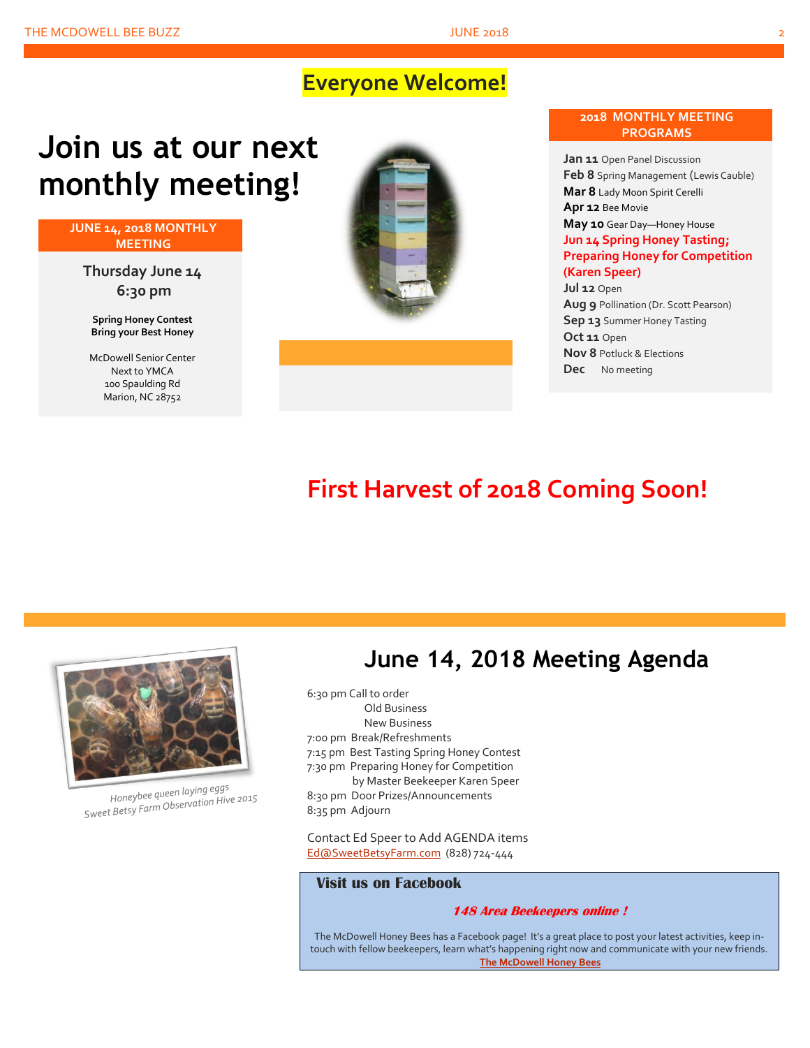**Everyone Welcome!**

# Join us at our next monthly meeting!

**JUNE 14, 2018 MONTHLY MEETING**

**Thursday June 14**
**6:30 pm**

**Spring Honey Contest**
**Bring your Best Honey**

McDowell Senior Center
Next to YMCA
100 Spaulding Rd
Marion, NC 28752

**2018 MONTHLY MEETING PROGRAMS**

**Jan 11** Open Panel Discussion
**Feb 8** Spring Management (Lewis Cauble)
**Mar 8** Lady Moon Spirit Cerelli
**Apr 12** Bee Movie
**May 10** Gear Day—Honey House
**Jun 14 Spring Honey Tasting; Preparing Honey for Competition (Karen Speer)**
**Jul 12** Open
**Aug 9** Pollination (Dr. Scott Pearson)
**Sep 13** Summer Honey Tasting
**Oct 11** Open
**Nov 8** Potluck & Elections
**Dec** No meeting

## First Harvest of 2018 Coming Soon!

*Honeybee queen laying eggs*
*Sweet Betsy Farm Observation Hive 2015*

## June 14, 2018 Meeting Agenda

6:30 pm Call to order
  Old Business
  New Business
7:00 pm Break/Refreshments
7:15 pm Best Tasting Spring Honey Contest
7:30 pm Preparing Honey for Competition
  by Master Beekeeper Karen Speer
8:30 pm Door Prizes/Announcements
8:35 pm Adjourn

Contact Ed Speer to Add AGENDA items
Ed@SweetBetsyFarm.com (828) 724-444

### Visit us on Facebook

***148 Area Beekeepers online !***

The McDowell Honey Bees has a Facebook page! It's a great place to post your latest activities, keep in-touch with fellow beekeepers, learn what's happening right now and communicate with your new friends.
**The McDowell Honey Bees**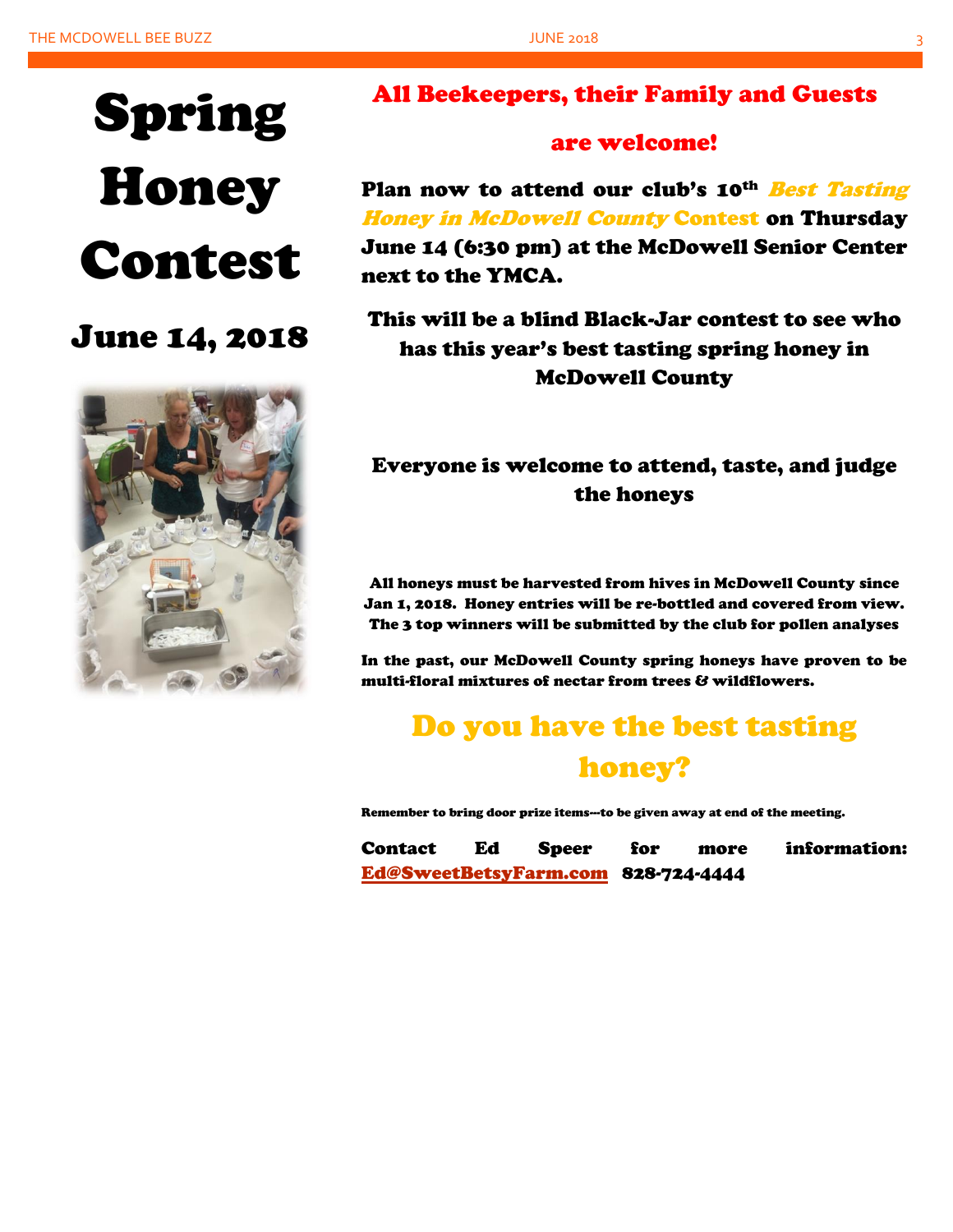# Spring Honey Contest

## June 14, 2018

**All Beekeepers, their Family and Guests are welcome!**

**Plan now to attend our club's 10th *Best Tasting Honey in McDowell County* Contest on Thursday June 14 (6:30 pm) at the McDowell Senior Center next to the YMCA.**

**This will be a blind Black-Jar contest to see who has this year's best tasting spring honey in McDowell County**

**Everyone is welcome to attend, taste, and judge the honeys**

**All honeys must be harvested from hives in McDowell County since Jan 1, 2018. Honey entries will be re-bottled and covered from view. The 3 top winners will be submitted by the club for pollen analyses**

**In the past, our McDowell County spring honeys have proven to be multi-floral mixtures of nectar from trees & wildflowers.**

## Do you have the best tasting honey?

**Remember to bring door prize items---to be given away at end of the meeting.**

**Contact Ed Speer for more information: Ed@SweetBetsyFarm.com 828-724-4444**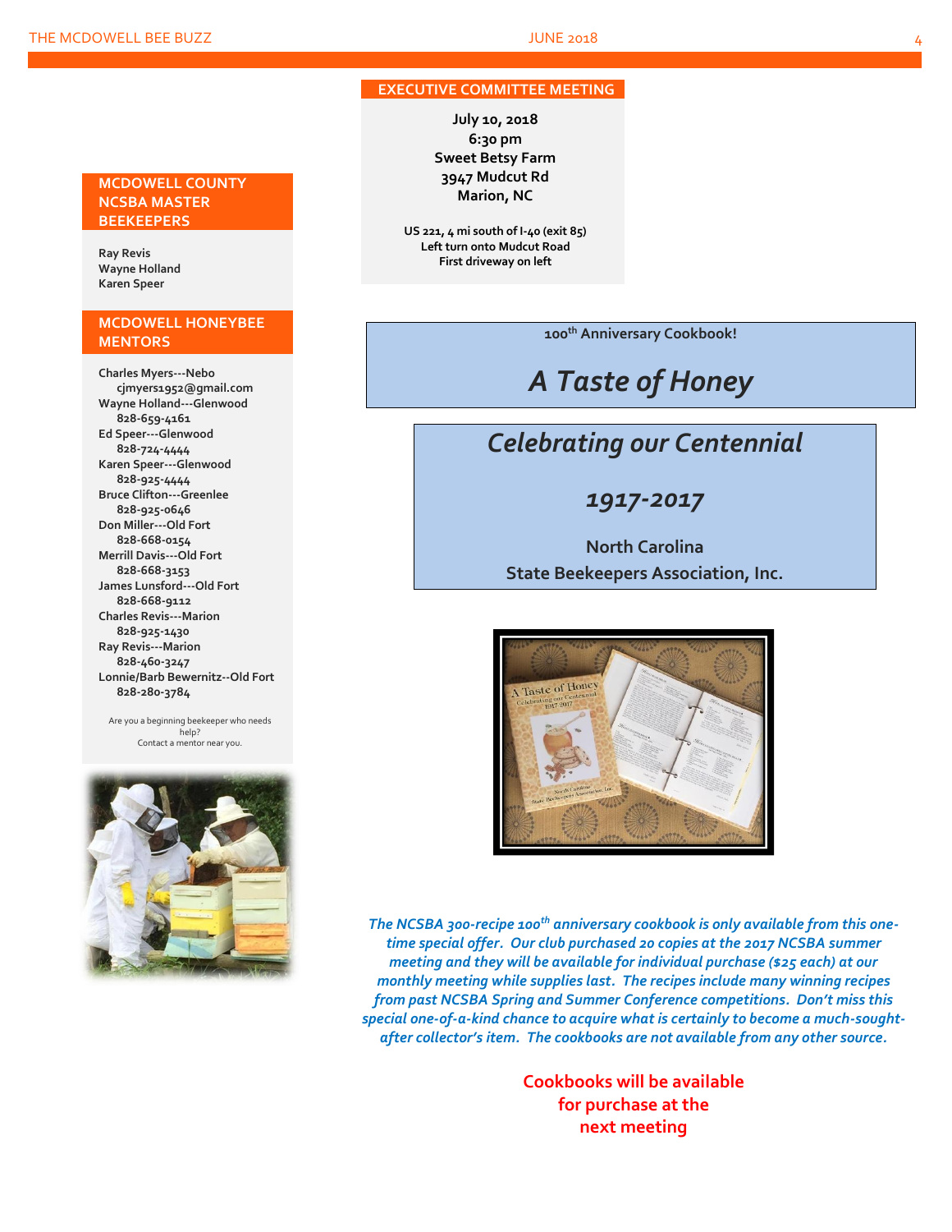## MCDOWELL COUNTY NCSBA MASTER BEEKEEPERS

Ray Revis
Wayne Holland
Karen Speer

## MCDOWELL HONEYBEE MENTORS

Charles Myers---Nebo
cjmyers1952@gmail.com
Wayne Holland---Glenwood
828-659-4161
Ed Speer---Glenwood
828-724-4444
Karen Speer---Glenwood
828-925-4444
Bruce Clifton---Greenlee
828-925-0646
Don Miller---Old Fort
828-668-0154
Merrill Davis---Old Fort
828-668-3153
James Lunsford---Old Fort
828-668-9112
Charles Revis---Marion
828-925-1430
Ray Revis---Marion
828-460-3247
Lonnie/Barb Bewernitz--Old Fort
828-280-3784

Are you a beginning beekeeper who needs help?
Contact a mentor near you.

## EXECUTIVE COMMITTEE MEETING

**July 10, 2018**
**6:30 pm**
**Sweet Betsy Farm**
**3947 Mudcut Rd**
**Marion, NC**

**US 221, 4 mi south of I-40 (exit 85)**
**Left turn onto Mudcut Road**
**First driveway on left**

**100th Anniversary Cookbook!**

# *A Taste of Honey*

## *Celebrating our Centennial*

## *1917-2017*

**North Carolina**
**State Beekeepers Association, Inc.**

*The NCSBA 300-recipe 100th anniversary cookbook is only available from this one-time special offer. Our club purchased 20 copies at the 2017 NCSBA summer meeting and they will be available for individual purchase ($25 each) at our monthly meeting while supplies last. The recipes include many winning recipes from past NCSBA Spring and Summer Conference competitions. Don't miss this special one-of-a-kind chance to acquire what is certainly to become a much-sought-after collector's item. The cookbooks are not available from any other source.*

**Cookbooks will be available for purchase at the next meeting**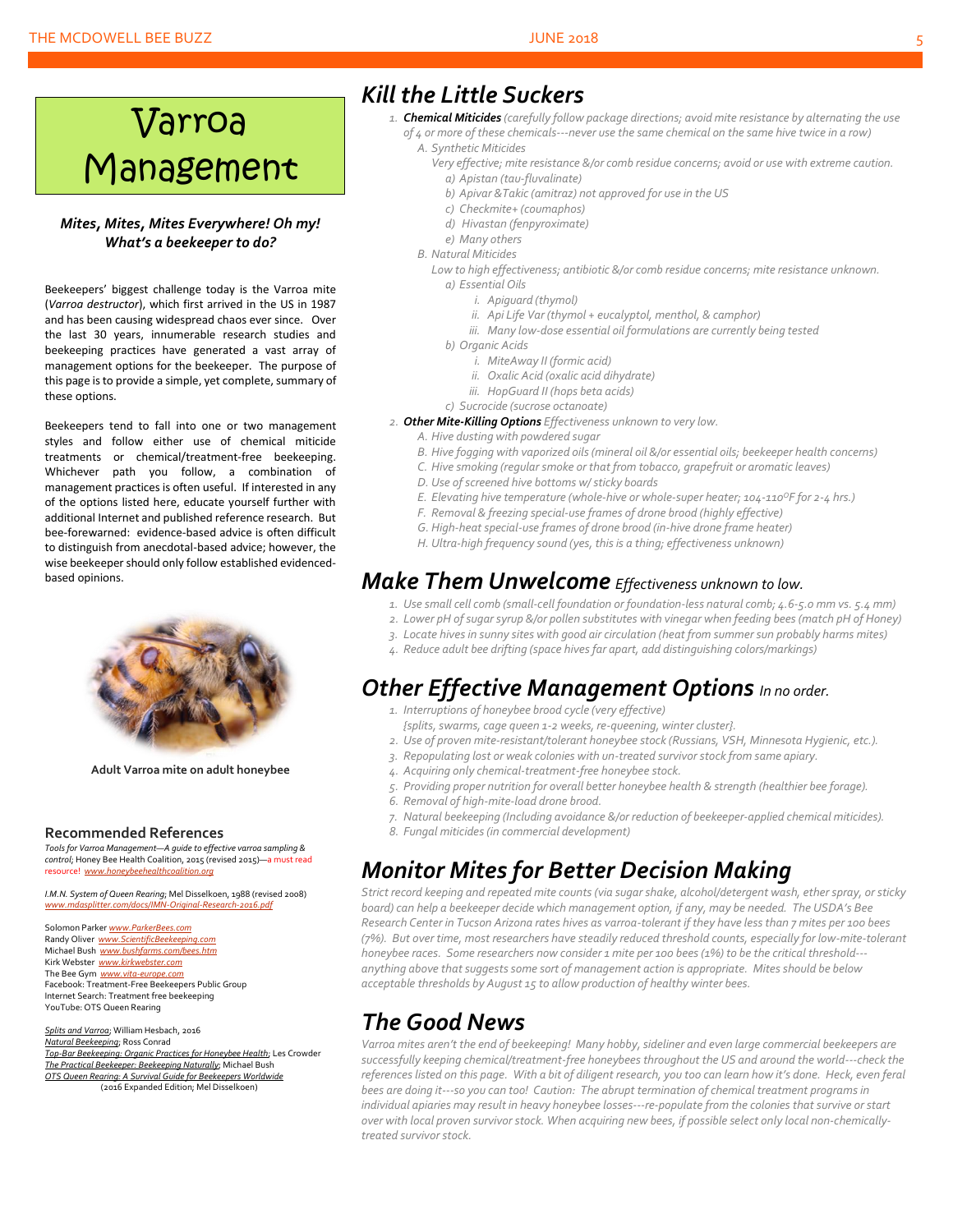# Varroa Management

***Mites, Mites, Mites Everywhere! Oh my! What's a beekeeper to do?***

Beekeepers' biggest challenge today is the Varroa mite (*Varroa destructor*), which first arrived in the US in 1987 and has been causing widespread chaos ever since. Over the last 30 years, innumerable research studies and beekeeping practices have generated a vast array of management options for the beekeeper. The purpose of this page is to provide a simple, yet complete, summary of these options.

Beekeepers tend to fall into one or two management styles and follow either use of chemical miticide treatments or chemical/treatment-free beekeeping. Whichever path you follow, a combination of management practices is often useful. If interested in any of the options listed here, educate yourself further with additional Internet and published reference research. But bee-forewarned: evidence-based advice is often difficult to distinguish from anecdotal-based advice; however, the wise beekeeper should only follow established evidenced-based opinions.

**Adult Varroa mite on adult honeybee**

## Recommended References

*Tools for Varroa Management—A guide to effective varroa sampling & control*; Honey Bee Health Coalition, 2015 (revised 2015)—a must read resource! www.honeybeehealthcoalition.org

*I.M.N. System of Queen Rearing*; Mel Disselkoen, 1988 (revised 2008) www.mdasplitter.com/docs/IMN-Original-Research-2016.pdf

Solomon Parker www.ParkerBees.com
Randy Oliver www.ScientificBeekeeping.com
Michael Bush www.bushfarms.com/bees.htm
Kirk Webster www.kirkwebster.com
The Bee Gym www.vita-europe.com
Facebook: Treatment-Free Beekeepers Public Group
Internet Search: Treatment free beekeeping
YouTube: OTS Queen Rearing

*Splits and Varroa*; William Hesbach, 2016
*Natural Beekeeping*; Ross Conrad
*Top-Bar Beekeeping: Organic Practices for Honeybee Health*; Les Crowder
*The Practical Beekeeper: Beekeeping Naturally*; Michael Bush
*OTS Queen Rearing: A Survival Guide for Beekeepers Worldwide* (2016 Expanded Edition; Mel Disselkoen)

## Kill the Little Suckers

1. ***Chemical Miticides*** *(carefully follow package directions; avoid mite resistance by alternating the use of 4 or more of these chemicals---never use the same chemical on the same hive twice in a row)*
   - A. Synthetic Miticides
     Very effective; mite resistance &/or comb residue concerns; avoid or use with extreme caution.
     - a) Apistan (tau-fluvalinate)
     - b) Apivar & Takic (amitraz) not approved for use in the US
     - c) Checkmite+ (coumaphos)
     - d) Hivastan (fenpyroximate)
     - e) Many others
   - B. Natural Miticides
     Low to high effectiveness; antibiotic &/or comb residue concerns; mite resistance unknown.
     - a) Essential Oils
       - i. Apiguard (thymol)
       - ii. Api Life Var (thymol + eucalyptol, menthol, & camphor)
       - iii. Many low-dose essential oil formulations are currently being tested
     - b) Organic Acids
       - i. MiteAway II (formic acid)
       - ii. Oxalic Acid (oxalic acid dihydrate)
       - iii. HopGuard II (hops beta acids)
     - c) Sucrocide (sucrose octanoate)
2. ***Other Mite-Killing Options*** *Effectiveness unknown to very low.*
   - A. Hive dusting with powdered sugar
   - B. Hive fogging with vaporized oils (mineral oil &/or essential oils; beekeeper health concerns)
   - C. Hive smoking (regular smoke or that from tobacco, grapefruit or aromatic leaves)
   - D. Use of screened hive bottoms w/ sticky boards
   - E. Elevating hive temperature (whole-hive or whole-super heater; 104-110°F for 2-4 hrs.)
   - F. Removal & freezing special-use frames of drone brood (highly effective)
   - G. High-heat special-use frames of drone brood (in-hive drone frame heater)
   - H. Ultra-high frequency sound (yes, this is a thing; effectiveness unknown)

## Make Them Unwelcome *Effectiveness unknown to low.*

1. Use small cell comb (small-cell foundation or foundation-less natural comb; 4.6-5.0 mm vs. 5.4 mm)
2. Lower pH of sugar syrup &/or pollen substitutes with vinegar when feeding bees (match pH of Honey)
3. Locate hives in sunny sites with good air circulation (heat from summer sun probably harms mites)
4. Reduce adult bee drifting (space hives far apart, add distinguishing colors/markings)

## Other Effective Management Options *In no order.*

1. Interruptions of honeybee brood cycle (very effective)
   {splits, swarms, cage queen 1-2 weeks, re-queening, winter cluster}.
2. Use of proven mite-resistant/tolerant honeybee stock (Russians, VSH, Minnesota Hygienic, etc.).
3. Repopulating lost or weak colonies with un-treated survivor stock from same apiary.
4. Acquiring only chemical-treatment-free honeybee stock.
5. Providing proper nutrition for overall better honeybee health & strength (healthier bee forage).
6. Removal of high-mite-load drone brood.
7. Natural beekeeping (Including avoidance &/or reduction of beekeeper-applied chemical miticides).
8. Fungal miticides (in commercial development)

## Monitor Mites for Better Decision Making

*Strict record keeping and repeated mite counts (via sugar shake, alcohol/detergent wash, ether spray, or sticky board) can help a beekeeper decide which management option, if any, may be needed. The USDA's Bee Research Center in Tucson Arizona rates hives as varroa-tolerant if they have less than 7 mites per 100 bees (7%). But over time, most researchers have steadily reduced threshold counts, especially for low-mite-tolerant honeybee races. Some researchers now consider 1 mite per 100 bees (1%) to be the critical threshold---anything above that suggests some sort of management action is appropriate. Mites should be below acceptable thresholds by August 15 to allow production of healthy winter bees.*

## The Good News

*Varroa mites aren't the end of beekeeping! Many hobby, sideliner and even large commercial beekeepers are successfully keeping chemical/treatment-free honeybees throughout the US and around the world---check the references listed on this page. With a bit of diligent research, you too can learn how it's done. Heck, even feral bees are doing it---so you can too! Caution: The abrupt termination of chemical treatment programs in individual apiaries may result in heavy honeybee losses---re-populate from the colonies that survive or start over with local proven survivor stock. When acquiring new bees, if possible select only local non-chemically-treated survivor stock.*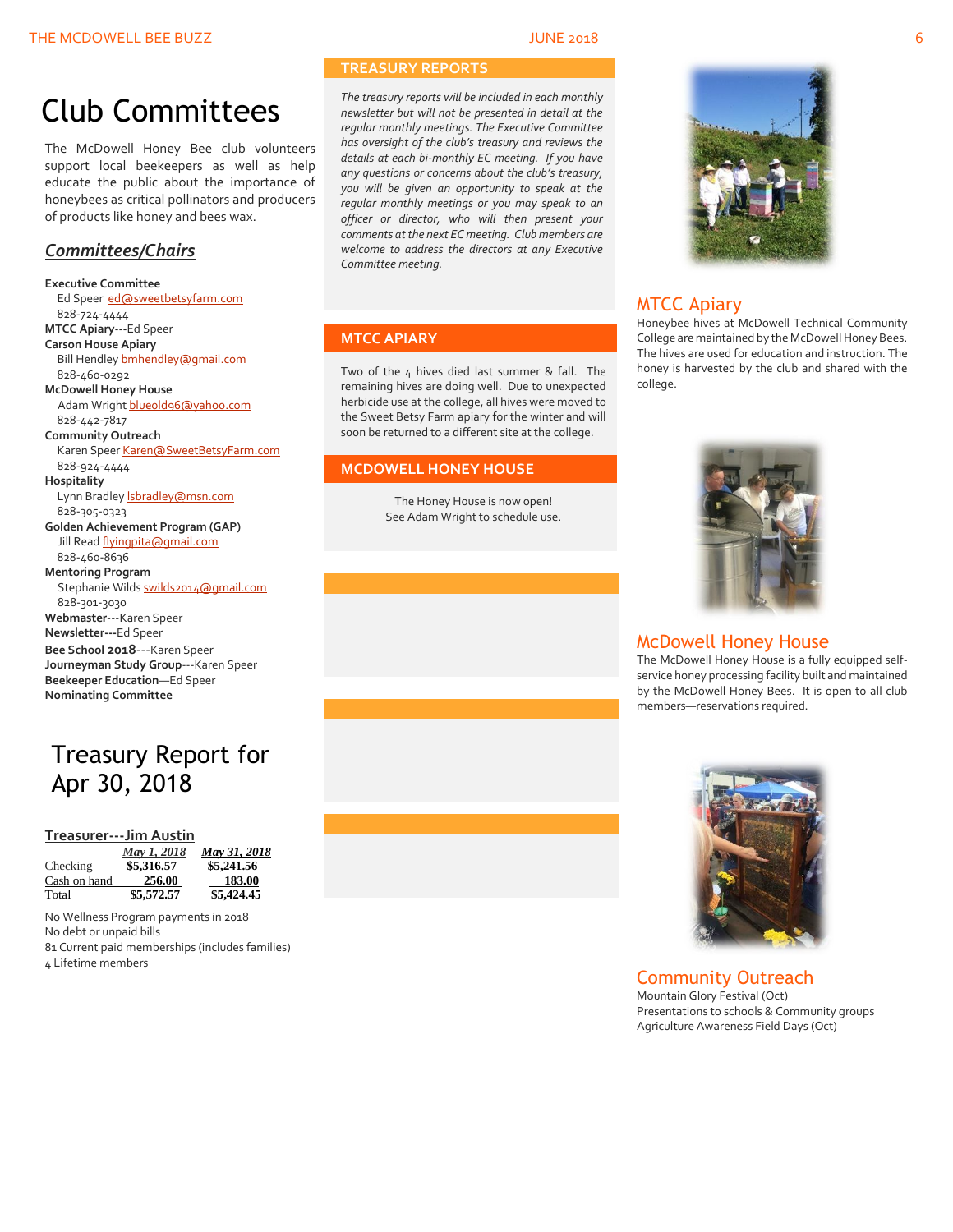# Club Committees

The McDowell Honey Bee club volunteers support local beekeepers as well as help educate the public about the importance of honeybees as critical pollinators and producers of products like honey and bees wax.

## *Committees/Chairs*

**Executive Committee**
Ed Speer ed@sweetbetsyfarm.com
828-724-4444
**MTCC Apiary**---Ed Speer
**Carson House Apiary**
Bill Hendley bmhendley@gmail.com
828-460-0292
**McDowell Honey House**
Adam Wright blueold96@yahoo.com
828-442-7817
**Community Outreach**
Karen Speer Karen@SweetBetsyFarm.com
828-924-4444
**Hospitality**
Lynn Bradley lsbradley@msn.com
828-305-0323
**Golden Achievement Program (GAP)**
Jill Read flyingpita@gmail.com
828-460-8636
**Mentoring Program**
Stephanie Wilds swilds2014@gmail.com
828-301-3030
**Webmaster**---Karen Speer
**Newsletter**---Ed Speer
**Bee School 2018**---Karen Speer
**Journeyman Study Group**---Karen Speer
**Beekeeper Education**—Ed Speer
**Nominating Committee**

# Treasury Report for Apr 30, 2018

**Treasurer---Jim Austin**

| | *May 1, 2018* | *May 31, 2018* |
|---|---|---|
| Checking | $5,316.57 | $5,241.56 |
| Cash on hand | 256.00 | 183.00 |
| Total | $5,572.57 | $5,424.45 |

No Wellness Program payments in 2018
No debt or unpaid bills
81 Current paid memberships (includes families)
4 Lifetime members

## TREASURY REPORTS

*The treasury reports will be included in each monthly newsletter but will not be presented in detail at the regular monthly meetings. The Executive Committee has oversight of the club's treasury and reviews the details at each bi-monthly EC meeting. If you have any questions or concerns about the club's treasury, you will be given an opportunity to speak at the regular monthly meetings or you may speak to an officer or director, who will then present your comments at the next EC meeting. Club members are welcome to address the directors at any Executive Committee meeting.*

## MTCC APIARY

Two of the 4 hives died last summer & fall. The remaining hives are doing well. Due to unexpected herbicide use at the college, all hives were moved to the Sweet Betsy Farm apiary for the winter and will soon be returned to a different site at the college.

## MCDOWELL HONEY HOUSE

The Honey House is now open!
See Adam Wright to schedule use.

## MTCC Apiary

Honeybee hives at McDowell Technical Community College are maintained by the McDowell Honey Bees. The hives are used for education and instruction. The honey is harvested by the club and shared with the college.

## McDowell Honey House

The McDowell Honey House is a fully equipped self-service honey processing facility built and maintained by the McDowell Honey Bees. It is open to all club members—reservations required.

## Community Outreach

Mountain Glory Festival (Oct)
Presentations to schools & Community groups
Agriculture Awareness Field Days (Oct)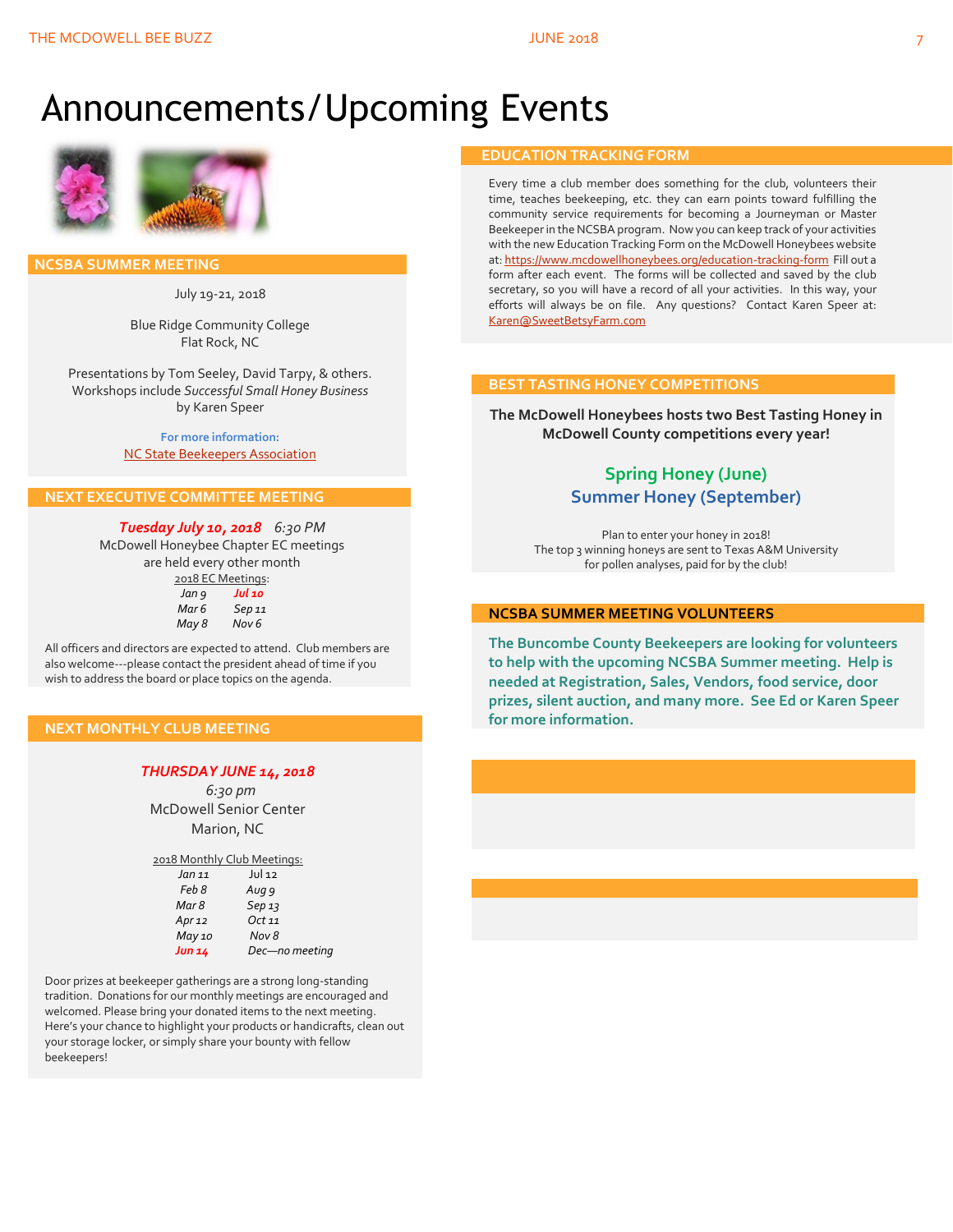# Announcements/Upcoming Events

## NCSBA SUMMER MEETING

July 19-21, 2018

Blue Ridge Community College
Flat Rock, NC

Presentations by Tom Seeley, David Tarpy, & others. Workshops include *Successful Small Honey Business* by Karen Speer

**For more information:**
NC State Beekeepers Association

## NEXT EXECUTIVE COMMITTEE MEETING

***Tuesday July 10, 2018*** *6:30 PM*
McDowell Honeybee Chapter EC meetings are held every other month

2018 EC Meetings:

| | |
|---|---|
| *Jan 9* | ***Jul 10*** |
| *Mar 6* | *Sep 11* |
| *May 8* | *Nov 6* |

All officers and directors are expected to attend. Club members are also welcome---please contact the president ahead of time if you wish to address the board or place topics on the agenda.

## NEXT MONTHLY CLUB MEETING

***THURSDAY JUNE 14, 2018***
*6:30 pm*
McDowell Senior Center
Marion, NC

2018 Monthly Club Meetings:

| | |
|---|---|
| *Jan 11* | *Jul 12* |
| *Feb 8* | *Aug 9* |
| *Mar 8* | *Sep 13* |
| *Apr 12* | *Oct 11* |
| *May 10* | *Nov 8* |
| ***Jun 14*** | *Dec—no meeting* |

Door prizes at beekeeper gatherings are a strong long-standing tradition. Donations for our monthly meetings are encouraged and welcomed. Please bring your donated items to the next meeting. Here's your chance to highlight your products or handicrafts, clean out your storage locker, or simply share your bounty with fellow beekeepers!

## EDUCATION TRACKING FORM

Every time a club member does something for the club, volunteers their time, teaches beekeeping, etc. they can earn points toward fulfilling the community service requirements for becoming a Journeyman or Master Beekeeper in the NCSBA program. Now you can keep track of your activities with the new Education Tracking Form on the McDowell Honeybees website at: https://www.mcdowellhoneybees.org/education-tracking-form Fill out a form after each event. The forms will be collected and saved by the club secretary, so you will have a record of all your activities. In this way, your efforts will always be on file. Any questions? Contact Karen Speer at: Karen@SweetBetsyFarm.com

## BEST TASTING HONEY COMPETITIONS

**The McDowell Honeybees hosts two Best Tasting Honey in McDowell County competitions every year!**

**Spring Honey (June)**
**Summer Honey (September)**

Plan to enter your honey in 2018!
The top 3 winning honeys are sent to Texas A&M University for pollen analyses, paid for by the club!

## NCSBA SUMMER MEETING VOLUNTEERS

**The Buncombe County Beekeepers are looking for volunteers to help with the upcoming NCSBA Summer meeting. Help is needed at Registration, Sales, Vendors, food service, door prizes, silent auction, and many more. See Ed or Karen Speer for more information.**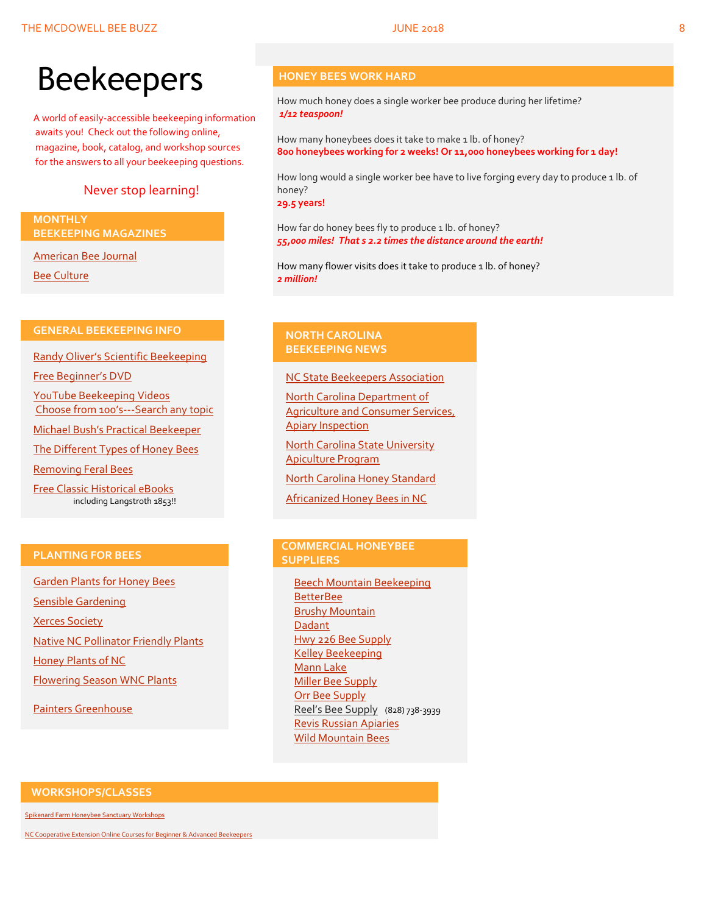# Beekeepers

A world of easily-accessible beekeeping information awaits you! Check out the following online, magazine, book, catalog, and workshop sources for the answers to all your beekeeping questions.

Never stop learning!

## MONTHLY BEEKEEPING MAGAZINES

American Bee Journal

Bee Culture

## GENERAL BEEKEEPING INFO

Randy Oliver's Scientific Beekeeping

Free Beginner's DVD

YouTube Beekeeping Videos
Choose from 100's---Search any topic

Michael Bush's Practical Beekeeper

The Different Types of Honey Bees

Removing Feral Bees

Free Classic Historical eBooks
including Langstroth 1853!!

## PLANTING FOR BEES

Garden Plants for Honey Bees

Sensible Gardening

Xerces Society

Native NC Pollinator Friendly Plants

Honey Plants of NC

Flowering Season WNC Plants

Painters Greenhouse

## HONEY BEES WORK HARD

How much honey does a single worker bee produce during her lifetime?
***1/12 teaspoon!***

How many honeybees does it take to make 1 lb. of honey?
**800 honeybees working for 2 weeks! Or 11,000 honeybees working for 1 day!**

How long would a single worker bee have to live forging every day to produce 1 lb. of honey?
**29.5 years!**

How far do honey bees fly to produce 1 lb. of honey?
***55,000 miles! That s 2.2 times the distance around the earth!***

How many flower visits does it take to produce 1 lb. of honey?
***2 million!***

## NORTH CAROLINA BEEKEEPING NEWS

NC State Beekeepers Association

North Carolina Department of Agriculture and Consumer Services, Apiary Inspection

North Carolina State University Apiculture Program

North Carolina Honey Standard

Africanized Honey Bees in NC

## COMMERCIAL HONEYBEE SUPPLIERS

Beech Mountain Beekeeping
BetterBee
Brushy Mountain
Dadant
Hwy 226 Bee Supply
Kelley Beekeeping
Mann Lake
Miller Bee Supply
Orr Bee Supply
Reel's Bee Supply (828) 738-3939
Revis Russian Apiaries
Wild Mountain Bees

## WORKSHOPS/CLASSES

Spikenard Farm Honeybee Sanctuary Workshops

NC Cooperative Extension Online Courses for Beginner & Advanced Beekeepers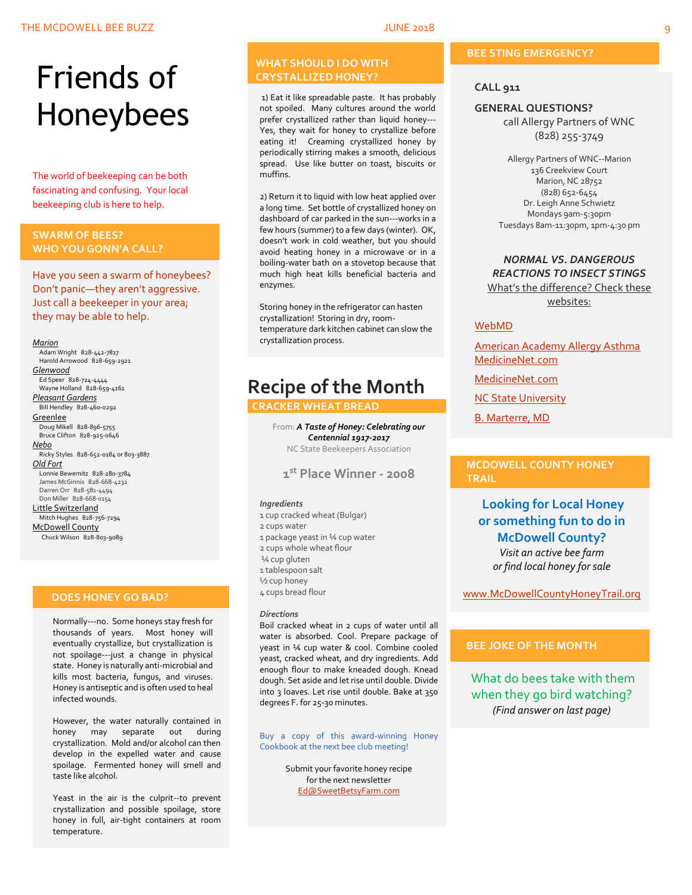# Friends of Honeybees

The world of beekeeping can be both fascinating and confusing. Your local beekeeping club is here to help.

## SWARM OF BEES? WHO YOU GONN'A CALL?

Have you seen a swarm of honeybees? Don't panic—they aren't aggressive. Just call a beekeeper in your area; they may be able to help.

*Marion*
- Adam Wright 828-442-7817
- Harold Arrowood 828-659-2921

*Glenwood*
- Ed Speer 828-724-4444
- Wayne Holland 828-659-4161

*Pleasant Gardens*
- Bill Hendley 828-460-0292

Greenlee
- Doug Mikell 828-896-5755
- Bruce Clifton 828-925-0646

*Nebo*
- Ricky Styles 828-652-0184 or 803-3887

*Old Fort*
- Lonnie Bewernitz 828-280-3784
- James McGinnis 828-668-4232
- Darren Orr 828-581-4494
- Don Miller 828-668-0154

Little Switzerland
- Mitch Hughes 828-756-7294

McDowell County
- Chuck Wilson 828-803-9089

## DOES HONEY GO BAD?

Normally---no. Some honeys stay fresh for thousands of years. Most honey will eventually crystallize, but crystallization is not spoilage---just a change in physical state. Honey is naturally anti-microbial and kills most bacteria, fungus, and viruses. Honey is antiseptic and is often used to heal infected wounds.

However, the water naturally contained in honey may separate out during crystallization. Mold and/or alcohol can then develop in the expelled water and cause spoilage. Fermented honey will smell and taste like alcohol.

Yeast in the air is the culprit--to prevent crystallization and possible spoilage, store honey in full, air-tight containers at room temperature.

## WHAT SHOULD I DO WITH CRYSTALLIZED HONEY?

1) Eat it like spreadable paste. It has probably not spoiled. Many cultures around the world prefer crystallized rather than liquid honey---Yes, they wait for honey to crystallize before eating it! Creaming crystallized honey by periodically stirring makes a smooth, delicious spread. Use like butter on toast, biscuits or muffins.

2) Return it to liquid with low heat applied over a long time. Set bottle of crystallized honey on dashboard of car parked in the sun---works in a few hours (summer) to a few days (winter). OK, doesn't work in cold weather, but you should avoid heating honey in a microwave or in a boiling-water bath on a stovetop because that much high heat kills beneficial bacteria and enzymes.

Storing honey in the refrigerator can hasten crystallization! Storing in dry, room-temperature dark kitchen cabinet can slow the crystallization process.

# Recipe of the Month

## CRACKER WHEAT BREAD

From: ***A Taste of Honey: Celebrating our Centennial 1917-2017***
NC State Beekeepers Association

**1st Place Winner - 2008**

***Ingredients***
- 1 cup cracked wheat (Bulgar)
- 2 cups water
- 1 package yeast in ¼ cup water
- 2 cups whole wheat flour
- ¼ cup gluten
- 1 tablespoon salt
- ½ cup honey
- 4 cups bread flour

***Directions***
Boil cracked wheat in 2 cups of water until all water is absorbed. Cool. Prepare package of yeast in ¼ cup water & cool. Combine cooled yeast, cracked wheat, and dry ingredients. Add enough flour to make kneaded dough. Knead dough. Set aside and let rise until double. Divide into 3 loaves. Let rise until double. Bake at 350 degrees F. for 25-30 minutes.

Buy a copy of this award-winning Honey Cookbook at the next bee club meeting!

Submit your favorite honey recipe for the next newsletter
Ed@SweetBetsyFarm.com

## BEE STING EMERGENCY?

**CALL 911**

**GENERAL QUESTIONS?**
call Allergy Partners of WNC
(828) 255-3749

Allergy Partners of WNC--Marion
136 Creekview Court
Marion, NC 28752
(828) 652-6454
Dr. Leigh Anne Schwietz
Mondays 9am-5:30pm
Tuesdays 8am-11:30pm, 1pm-4:30 pm

***NORMAL VS. DANGEROUS REACTIONS TO INSECT STINGS***
What's the difference? Check these websites:

- WebMD
- American Academy Allergy Asthma MedicineNet.com
- MedicineNet.com
- NC State University
- B. Marterre, MD

## MCDOWELL COUNTY HONEY TRAIL

**Looking for Local Honey or something fun to do in McDowell County?**
*Visit an active bee farm or find local honey for sale*

www.McDowellCountyHoneyTrail.org

## BEE JOKE OF THE MONTH

What do bees take with them when they go bird watching?
*(Find answer on last page)*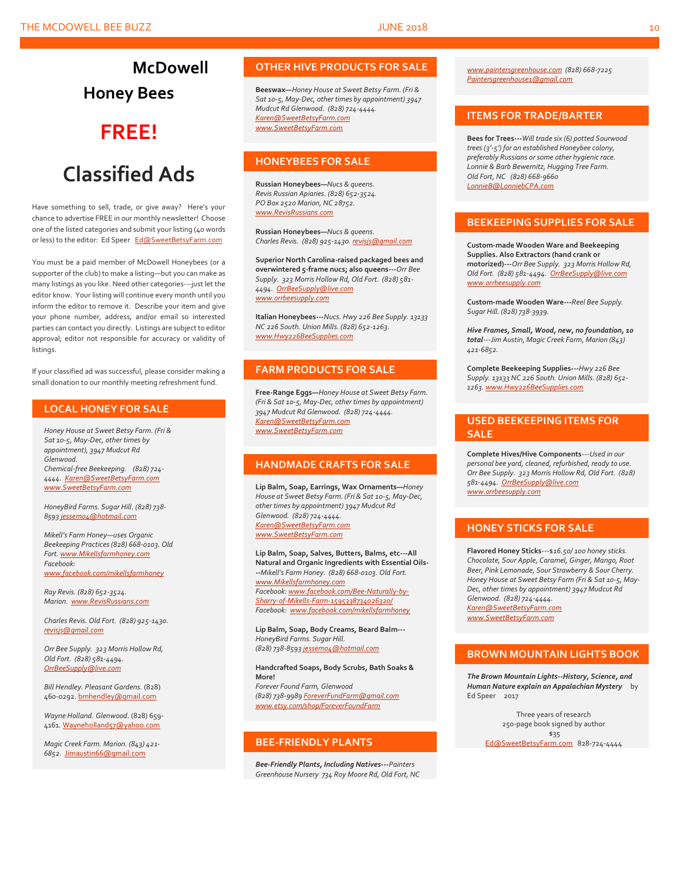# McDowell Honey Bees

# FREE!

# Classified Ads

Have something to sell, trade, or give away? Here's your chance to advertise FREE in our monthly newsletter! Choose one of the listed categories and submit your listing (40 words or less) to the editor: Ed Speer Ed@SweetBetsyFarm.com

You must be a paid member of McDowell Honeybees (or a supporter of the club) to make a listing—but you can make as many listings as you like. Need other categories---just let the editor know. Your listing will continue every month until you inform the editor to remove it. Describe your item and give your phone number, address, and/or email so interested parties can contact you directly. Listings are subject to editor approval; editor not responsible for accuracy or validity of listings.

If your classified ad was successful, please consider making a small donation to our monthly meeting refreshment fund.

## LOCAL HONEY FOR SALE

*Honey House at Sweet Betsy Farm. (Fri & Sat 10-5, May-Dec, other times by appointment), 3947 Mudcut Rd Glenwood.*
*Chemical-free Beekeeping. (828) 724-4444. Karen@SweetBetsyFarm.com www.SweetBetsyFarm.com*

*HoneyBird Farms. Sugar Hill. (828) 738-8593 jessemo4@hotmail.com*

*Mikell's Farm Honey—uses Organic Beekeeping Practices (828) 668-0103. Old Fort. www.Mikellsfarmhoney.com*
*Facebook: www.facebook.com/mikellsfarmhoney*

*Ray Revis. (828) 652-3524. Marion. www.RevisRussians.com*

*Charles Revis. Old Fort. (828) 925-1430. revisjs@gmail.com*

*Orr Bee Supply. 323 Morris Hollow Rd, Old Fort. (828) 581-4494. OrrBeeSupply@live.com*

*Bill Hendley. Pleasant Gardens.* (828) 460-0292. bmhendley@gmail.com

*Wayne Holland. Glenwood.* (828) 659-4161. Wayneholland57@yahoo.com

*Magic Creek Farm. Marion. (843) 421-6852.* Jimaustin66@gmail.com

## OTHER HIVE PRODUCTS FOR SALE

**Beeswax—***Honey House at Sweet Betsy Farm. (Fri & Sat 10-5, May-Dec, other times by appointment) 3947 Mudcut Rd Glenwood. (828) 724-4444. Karen@SweetBetsyFarm.com www.SweetBetsyFarm.com*

## HONEYBEES FOR SALE

**Russian Honeybees—***Nucs & queens. Revis Russian Apiaries. (828) 652-3524. PO Box 2520 Marion, NC 28752. www.RevisRussians.com*

**Russian Honeybees—***Nucs & queens. Charles Revis. (828) 925-1430. revisjs@gmail.com*

**Superior North Carolina-raised packaged bees and overwintered 5-frame nucs; also queens---***Orr Bee Supply. 323 Morris Hollow Rd, Old Fort. (828) 581-4494. OrrBeeSupply@live.com www.orrbeesupply.com*

**Italian Honeybees---***Nucs. Hwy 226 Bee Supply. 13133 NC 226 South. Union Mills. (828) 652-1263. www.Hwy226BeeSupplies.com*

## FARM PRODUCTS FOR SALE

**Free-Range Eggs—***Honey House at Sweet Betsy Farm. (Fri & Sat 10-5, May-Dec, other times by appointment) 3947 Mudcut Rd Glenwood. (828) 724-4444. Karen@SweetBetsyFarm.com www.SweetBetsyFarm.com*

## HANDMADE CRAFTS FOR SALE

**Lip Balm, Soap, Earrings, Wax Ornaments—***Honey House at Sweet Betsy Farm. (Fri & Sat 10-5, May-Dec, other times by appointment) 3947 Mudcut Rd Glenwood. (828) 724-4444. Karen@SweetBetsyFarm.com www.SweetBetsyFarm.com*

**Lip Balm, Soap, Salves, Butters, Balms, etc---All Natural and Organic Ingredients with Essential Oils---***Mikell's Farm Honey. (828) 668-0103. Old Fort. www.Mikellsfarmhoney.com*
*Facebook: www.facebook.com/Bee-Naturally-by-Sharry-of-Mikells-Farm-1595338734026320/*
*Facebook: www.facebook.com/mikellsfarmhoney*

**Lip Balm, Soap, Body Creams, Beard Balm---** *HoneyBird Farms. Sugar Hill. (828) 738-8593 jessemo4@hotmail.com*

**Handcrafted Soaps, Body Scrubs, Bath Soaks & More!**
*Forever Found Farm, Glenwood*
*(828) 738-9989 ForeverFundFarm@gmail.com www.etsy.com/shop/ForeverFoundFarm*

## BEE-FRIENDLY PLANTS

***Bee-Friendly Plants, Including Natives---****Painters Greenhouse Nursery 734 Roy Moore Rd, Old Fort, NC www.paintersgreenhouse.com (828) 668-7225 Paintersgreenhouse1@gmail.com*

## ITEMS FOR TRADE/BARTER

**Bees for Trees---***Will trade six (6) potted Sourwood trees (3'-5') for an established Honeybee colony, preferably Russians or some other hygienic race. Lonnie & Barb Bewernitz, Hugging Tree Farm. Old Fort, NC (828) 668-9660 LonnieB@LonniebCPA.com*

## BEEKEEPING SUPPLIES FOR SALE

**Custom-made Wooden Ware and Beekeeping Supplies. Also Extractors (hand crank or motorized)---***Orr Bee Supply. 323 Morris Hollow Rd, Old Fort. (828) 581-4494. OrrBeeSupply@live.com www.orrbeesupply.com*

**Custom-made Wooden Ware---***Reel Bee Supply. Sugar Hill. (828) 738-3939.*

***Hive Frames, Small, Wood, new, no foundation, 10 total****---Jim Austin, Magic Creek Farm, Marion (843) 421-6852.*

**Complete Beekeeping Supplies---***Hwy 226 Bee Supply. 13133 NC 226 South. Union Mills. (828) 652-1263. www.Hwy226BeeSupplies.com*

## USED BEEKEEPING ITEMS FOR SALE

**Complete Hives/Hive Components***---Used in our personal bee yard, cleaned, refurbished, ready to use. Orr Bee Supply. 323 Morris Hollow Rd, Old Fort. (828) 581-4494. OrrBeeSupply@live.com www.orrbeesupply.com*

## HONEY STICKS FOR SALE

**Flavored Honey Sticks***---$16.50/ 100 honey sticks. Chocolate, Sour Apple, Caramel, Ginger, Mango, Root Beer, Pink Lemonade, Sour Strawberry & Sour Cherry. Honey House at Sweet Betsy Farm (Fri & Sat 10-5, May-Dec, other times by appointment) 3947 Mudcut Rd Glenwood. (828) 724-4444. Karen@SweetBetsyFarm.com www.SweetBetsyFarm.com*

## BROWN MOUNTAIN LIGHTS BOOK

***The Brown Mountain Lights--History, Science, and Human Nature explain an Appalachian Mystery*** by Ed Speer 2017

Three years of research
250-page book signed by author
$35
Ed@SweetBetsyFarm.com 828-724-4444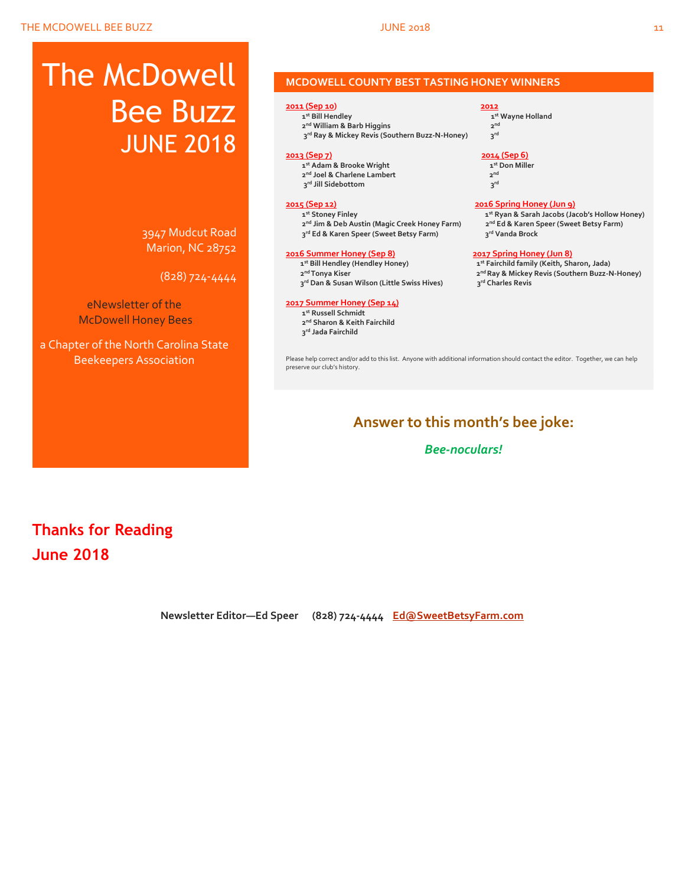# The McDowell Bee Buzz JUNE 2018

3947 Mudcut Road
Marion, NC 28752

(828) 724-4444

eNewsletter of the McDowell Honey Bees

a Chapter of the North Carolina State Beekeepers Association

## MCDOWELL COUNTY BEST TASTING HONEY WINNERS

**2011 (Sep 10)**
- 1st Bill Hendley
- 2nd William & Barb Higgins
- 3rd Ray & Mickey Revis (Southern Buzz-N-Honey)

**2012**
- 1st Wayne Holland
- 2nd
- 3rd

**2013 (Sep 7)**
- 1st Adam & Brooke Wright
- 2nd Joel & Charlene Lambert
- 3rd Jill Sidebottom

**2014 (Sep 6)**
- 1st Don Miller
- 2nd
- 3rd

**2015 (Sep 12)**
- 1st Stoney Finley
- 2nd Jim & Deb Austin (Magic Creek Honey Farm)
- 3rd Ed & Karen Speer (Sweet Betsy Farm)

**2016 Spring Honey (Jun 9)**
- 1st Ryan & Sarah Jacobs (Jacob's Hollow Honey)
- 2nd Ed & Karen Speer (Sweet Betsy Farm)
- 3rd Vanda Brock

**2016 Summer Honey (Sep 8)**
- 1st Bill Hendley (Hendley Honey)
- 2nd Tonya Kiser
- 3rd Dan & Susan Wilson (Little Swiss Hives)

**2017 Spring Honey (Jun 8)**
- 1st Fairchild family (Keith, Sharon, Jada)
- 2nd Ray & Mickey Revis (Southern Buzz-N-Honey)
- 3rd Charles Revis

**2017 Summer Honey (Sep 14)**
- 1st Russell Schmidt
- 2nd Sharon & Keith Fairchild
- 3rd Jada Fairchild

Please help correct and/or add to this list. Anyone with additional information should contact the editor. Together, we can help preserve our club's history.

## Answer to this month's bee joke:

***Bee-noculars!***

**Thanks for Reading**
**June 2018**

**Newsletter Editor—Ed Speer (828) 724-4444 Ed@SweetBetsyFarm.com**